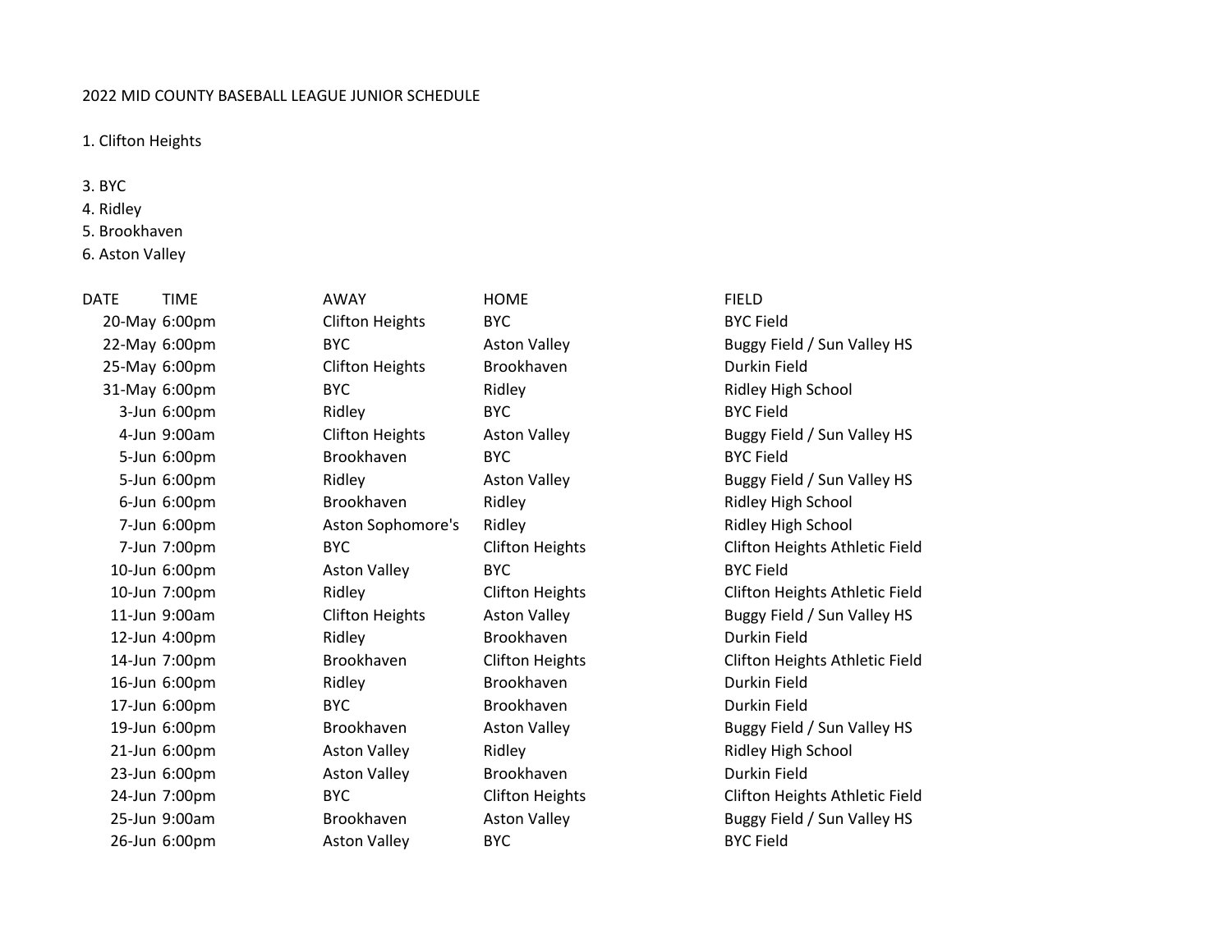2022 MID COUNTY BASEBALL LEAGUE JUNIOR SCHEDULE

1. Clifton Heights

3. BYC
4. Ridley
5. Brookhaven
6. Aston Valley

| DATE | TIME | AWAY | HOME | FIELD |
|---|---|---|---|---|
| 20-May | 6:00pm | Clifton Heights | BYC | BYC Field |
| 22-May | 6:00pm | BYC | Aston Valley | Buggy Field / Sun Valley HS |
| 25-May | 6:00pm | Clifton Heights | Brookhaven | Durkin Field |
| 31-May | 6:00pm | BYC | Ridley | Ridley High School |
| 3-Jun | 6:00pm | Ridley | BYC | BYC Field |
| 4-Jun | 9:00am | Clifton Heights | Aston Valley | Buggy Field / Sun Valley HS |
| 5-Jun | 6:00pm | Brookhaven | BYC | BYC Field |
| 5-Jun | 6:00pm | Ridley | Aston Valley | Buggy Field / Sun Valley HS |
| 6-Jun | 6:00pm | Brookhaven | Ridley | Ridley High School |
| 7-Jun | 6:00pm | Aston Sophomore's | Ridley | Ridley High School |
| 7-Jun | 7:00pm | BYC | Clifton Heights | Clifton Heights Athletic Field |
| 10-Jun | 6:00pm | Aston Valley | BYC | BYC Field |
| 10-Jun | 7:00pm | Ridley | Clifton Heights | Clifton Heights Athletic Field |
| 11-Jun | 9:00am | Clifton Heights | Aston Valley | Buggy Field / Sun Valley HS |
| 12-Jun | 4:00pm | Ridley | Brookhaven | Durkin Field |
| 14-Jun | 7:00pm | Brookhaven | Clifton Heights | Clifton Heights Athletic Field |
| 16-Jun | 6:00pm | Ridley | Brookhaven | Durkin Field |
| 17-Jun | 6:00pm | BYC | Brookhaven | Durkin Field |
| 19-Jun | 6:00pm | Brookhaven | Aston Valley | Buggy Field / Sun Valley HS |
| 21-Jun | 6:00pm | Aston Valley | Ridley | Ridley High School |
| 23-Jun | 6:00pm | Aston Valley | Brookhaven | Durkin Field |
| 24-Jun | 7:00pm | BYC | Clifton Heights | Clifton Heights Athletic Field |
| 25-Jun | 9:00am | Brookhaven | Aston Valley | Buggy Field / Sun Valley HS |
| 26-Jun | 6:00pm | Aston Valley | BYC | BYC Field |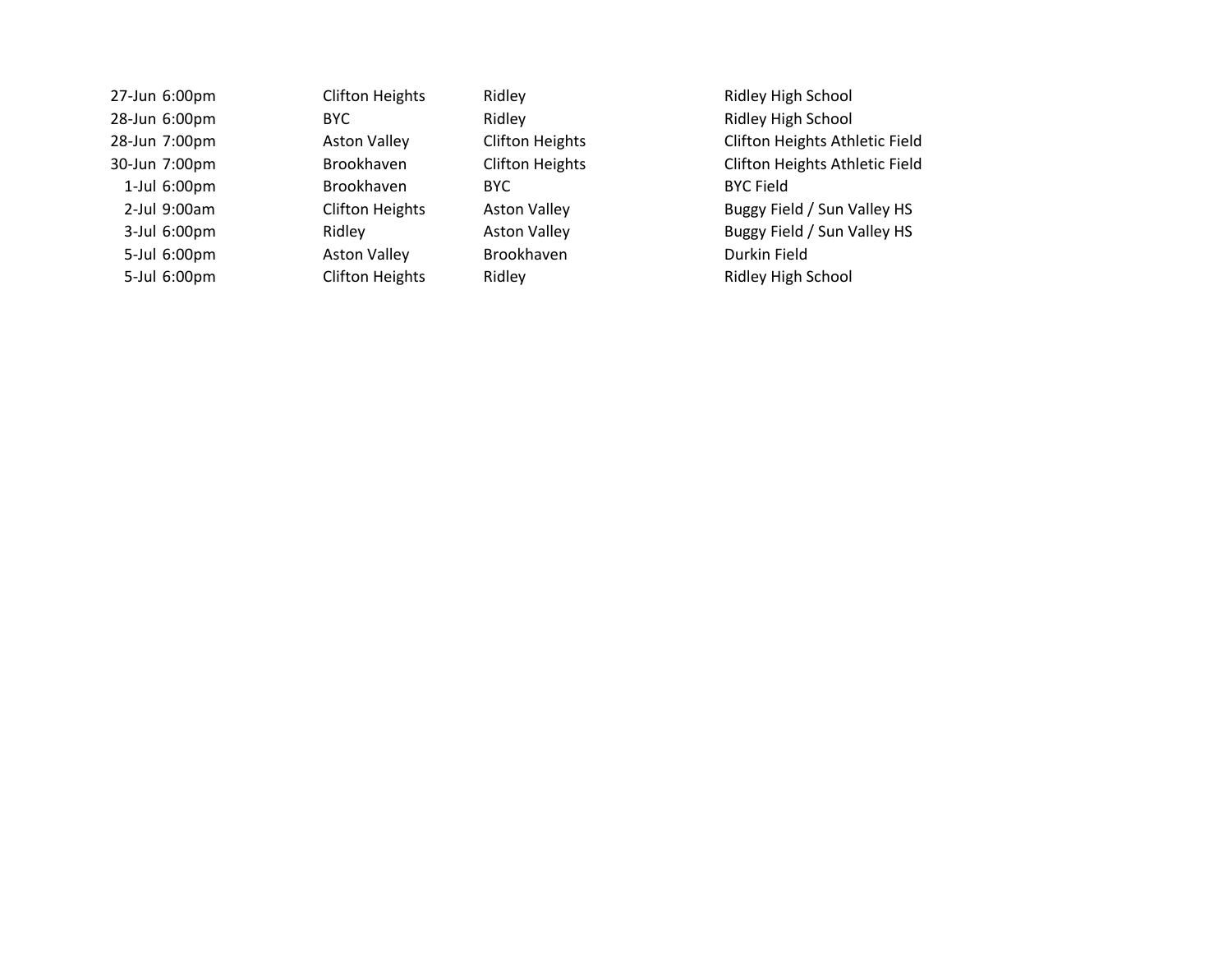| | | | | |
|---|---|---|---|---|
| 27-Jun | 6:00pm | Clifton Heights | Ridley | Ridley High School |
| 28-Jun | 6:00pm | BYC | Ridley | Ridley High School |
| 28-Jun | 7:00pm | Aston Valley | Clifton Heights | Clifton Heights Athletic Field |
| 30-Jun | 7:00pm | Brookhaven | Clifton Heights | Clifton Heights Athletic Field |
| 1-Jul | 6:00pm | Brookhaven | BYC | BYC Field |
| 2-Jul | 9:00am | Clifton Heights | Aston Valley | Buggy Field / Sun Valley HS |
| 3-Jul | 6:00pm | Ridley | Aston Valley | Buggy Field / Sun Valley HS |
| 5-Jul | 6:00pm | Aston Valley | Brookhaven | Durkin Field |
| 5-Jul | 6:00pm | Clifton Heights | Ridley | Ridley High School |